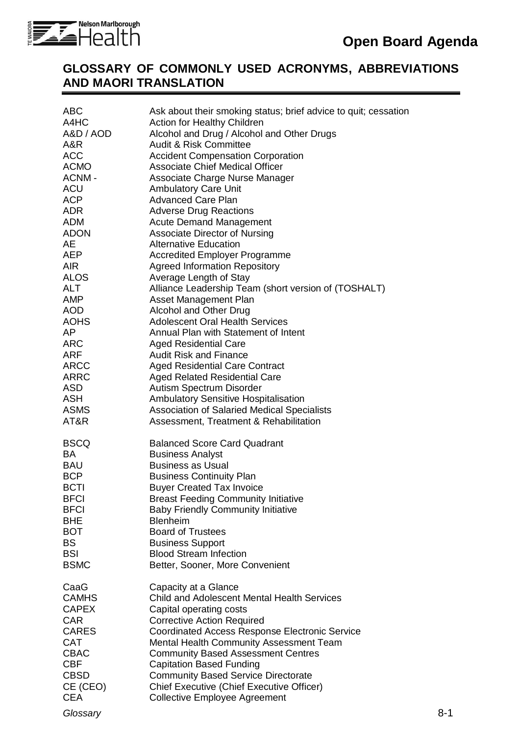## GLOSSARY OF COMMONLY USED ACRONYMS, ABBREVIATIONS AND MAORI TRANSLATION

| | |
|---|---|
| ABC | Ask about their smoking status; brief advice to quit; cessation |
| A4HC | Action for Healthy Children |
| A&D / AOD | Alcohol and Drug / Alcohol and Other Drugs |
| A&R | Audit & Risk Committee |
| ACC | Accident Compensation Corporation |
| ACMO | Associate Chief Medical Officer |
| ACNM - | Associate Charge Nurse Manager |
| ACU | Ambulatory Care Unit |
| ACP | Advanced Care Plan |
| ADR | Adverse Drug Reactions |
| ADM | Acute Demand Management |
| ADON | Associate Director of Nursing |
| AE | Alternative Education |
| AEP | Accredited Employer Programme |
| AIR | Agreed Information Repository |
| ALOS | Average Length of Stay |
| ALT | Alliance Leadership Team (short version of (TOSHALT) |
| AMP | Asset Management Plan |
| AOD | Alcohol and Other Drug |
| AOHS | Adolescent Oral Health Services |
| AP | Annual Plan with Statement of Intent |
| ARC | Aged Residential Care |
| ARF | Audit Risk and Finance |
| ARCC | Aged Residential Care Contract |
| ARRC | Aged Related Residential Care |
| ASD | Autism Spectrum Disorder |
| ASH | Ambulatory Sensitive Hospitalisation |
| ASMS | Association of Salaried Medical Specialists |
| AT&R | Assessment, Treatment & Rehabilitation |
| BSCQ | Balanced Score Card Quadrant |
| BA | Business Analyst |
| BAU | Business as Usual |
| BCP | Business Continuity Plan |
| BCTI | Buyer Created Tax Invoice |
| BFCI | Breast Feeding Community Initiative |
| BFCI | Baby Friendly Community Initiative |
| BHE | Blenheim |
| BOT | Board of Trustees |
| BS | Business Support |
| BSI | Blood Stream Infection |
| BSMC | Better, Sooner, More Convenient |
| CaaG | Capacity at a Glance |
| CAMHS | Child and Adolescent Mental Health Services |
| CAPEX | Capital operating costs |
| CAR | Corrective Action Required |
| CARES | Coordinated Access Response Electronic Service |
| CAT | Mental Health Community Assessment Team |
| CBAC | Community Based Assessment Centres |
| CBF | Capitation Based Funding |
| CBSD | Community Based Service Directorate |
| CE (CEO) | Chief Executive (Chief Executive Officer) |
| CEA | Collective Employee Agreement |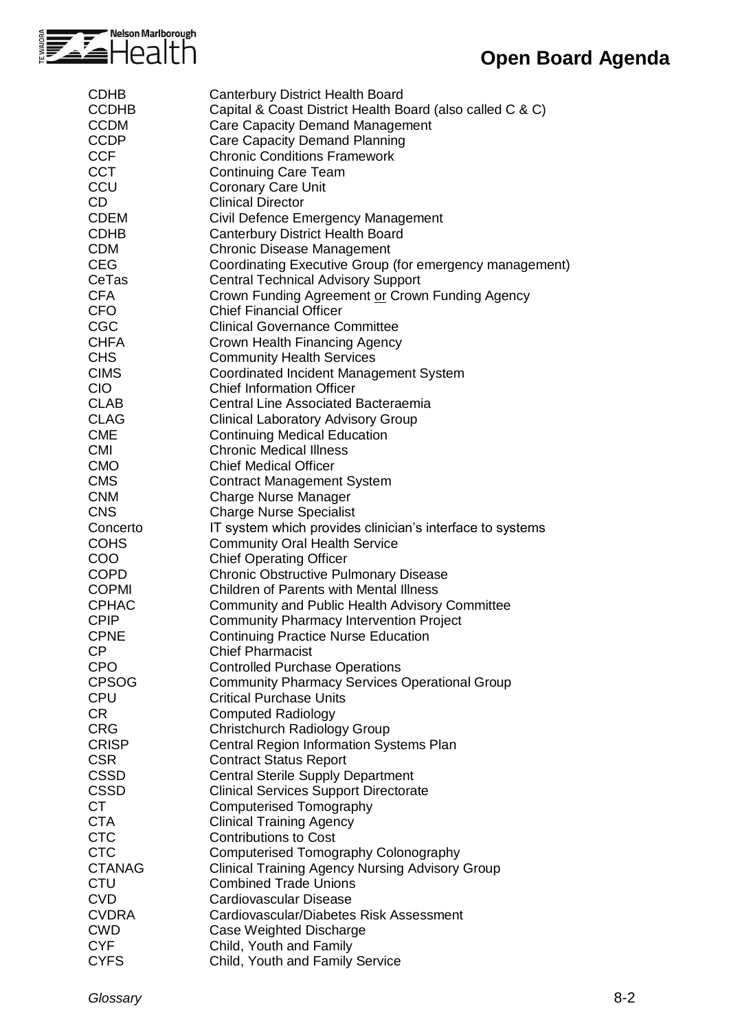| | |
|---|---|
| CDHB | Canterbury District Health Board |
| CCDHB | Capital & Coast District Health Board (also called C & C) |
| CCDM | Care Capacity Demand Management |
| CCDP | Care Capacity Demand Planning |
| CCF | Chronic Conditions Framework |
| CCT | Continuing Care Team |
| CCU | Coronary Care Unit |
| CD | Clinical Director |
| CDEM | Civil Defence Emergency Management |
| CDHB | Canterbury District Health Board |
| CDM | Chronic Disease Management |
| CEG | Coordinating Executive Group (for emergency management) |
| CeTas | Central Technical Advisory Support |
| CFA | Crown Funding Agreement or Crown Funding Agency |
| CFO | Chief Financial Officer |
| CGC | Clinical Governance Committee |
| CHFA | Crown Health Financing Agency |
| CHS | Community Health Services |
| CIMS | Coordinated Incident Management System |
| CIO | Chief Information Officer |
| CLAB | Central Line Associated Bacteraemia |
| CLAG | Clinical Laboratory Advisory Group |
| CME | Continuing Medical Education |
| CMI | Chronic Medical Illness |
| CMO | Chief Medical Officer |
| CMS | Contract Management System |
| CNM | Charge Nurse Manager |
| CNS | Charge Nurse Specialist |
| Concerto | IT system which provides clinician's interface to systems |
| COHS | Community Oral Health Service |
| COO | Chief Operating Officer |
| COPD | Chronic Obstructive Pulmonary Disease |
| COPMI | Children of Parents with Mental Illness |
| CPHAC | Community and Public Health Advisory Committee |
| CPIP | Community Pharmacy Intervention Project |
| CPNE | Continuing Practice Nurse Education |
| CP | Chief Pharmacist |
| CPO | Controlled Purchase Operations |
| CPSOG | Community Pharmacy Services Operational Group |
| CPU | Critical Purchase Units |
| CR | Computed Radiology |
| CRG | Christchurch Radiology Group |
| CRISP | Central Region Information Systems Plan |
| CSR | Contract Status Report |
| CSSD | Central Sterile Supply Department |
| CSSD | Clinical Services Support Directorate |
| CT | Computerised Tomography |
| CTA | Clinical Training Agency |
| CTC | Contributions to Cost |
| CTC | Computerised Tomography Colonography |
| CTANAG | Clinical Training Agency Nursing Advisory Group |
| CTU | Combined Trade Unions |
| CVD | Cardiovascular Disease |
| CVDRA | Cardiovascular/Diabetes Risk Assessment |
| CWD | Case Weighted Discharge |
| CYF | Child, Youth and Family |
| CYFS | Child, Youth and Family Service |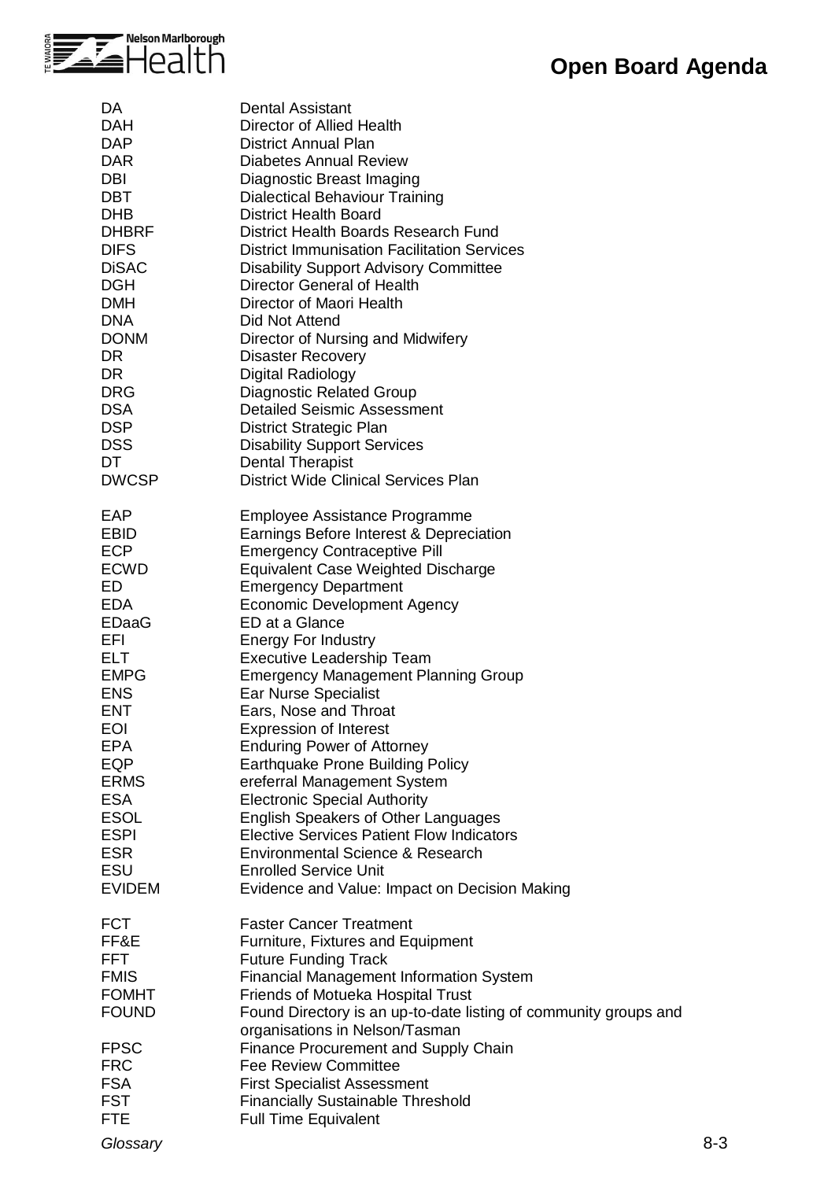| | |
|---|---|
| DA | Dental Assistant |
| DAH | Director of Allied Health |
| DAP | District Annual Plan |
| DAR | Diabetes Annual Review |
| DBI | Diagnostic Breast Imaging |
| DBT | Dialectical Behaviour Training |
| DHB | District Health Board |
| DHBRF | District Health Boards Research Fund |
| DIFS | District Immunisation Facilitation Services |
| DiSAC | Disability Support Advisory Committee |
| DGH | Director General of Health |
| DMH | Director of Maori Health |
| DNA | Did Not Attend |
| DONM | Director of Nursing and Midwifery |
| DR | Disaster Recovery |
| DR | Digital Radiology |
| DRG | Diagnostic Related Group |
| DSA | Detailed Seismic Assessment |
| DSP | District Strategic Plan |
| DSS | Disability Support Services |
| DT | Dental Therapist |
| DWCSP | District Wide Clinical Services Plan |
| | |
| EAP | Employee Assistance Programme |
| EBID | Earnings Before Interest & Depreciation |
| ECP | Emergency Contraceptive Pill |
| ECWD | Equivalent Case Weighted Discharge |
| ED | Emergency Department |
| EDA | Economic Development Agency |
| EDaaG | ED at a Glance |
| EFI | Energy For Industry |
| ELT | Executive Leadership Team |
| EMPG | Emergency Management Planning Group |
| ENS | Ear Nurse Specialist |
| ENT | Ears, Nose and Throat |
| EOI | Expression of Interest |
| EPA | Enduring Power of Attorney |
| EQP | Earthquake Prone Building Policy |
| ERMS | ereferral Management System |
| ESA | Electronic Special Authority |
| ESOL | English Speakers of Other Languages |
| ESPI | Elective Services Patient Flow Indicators |
| ESR | Environmental Science & Research |
| ESU | Enrolled Service Unit |
| EVIDEM | Evidence and Value: Impact on Decision Making |
| | |
| FCT | Faster Cancer Treatment |
| FF&E | Furniture, Fixtures and Equipment |
| FFT | Future Funding Track |
| FMIS | Financial Management Information System |
| FOMHT | Friends of Motueka Hospital Trust |
| FOUND | Found Directory is an up-to-date listing of community groups and organisations in Nelson/Tasman |
| FPSC | Finance Procurement and Supply Chain |
| FRC | Fee Review Committee |
| FSA | First Specialist Assessment |
| FST | Financially Sustainable Threshold |
| FTE | Full Time Equivalent |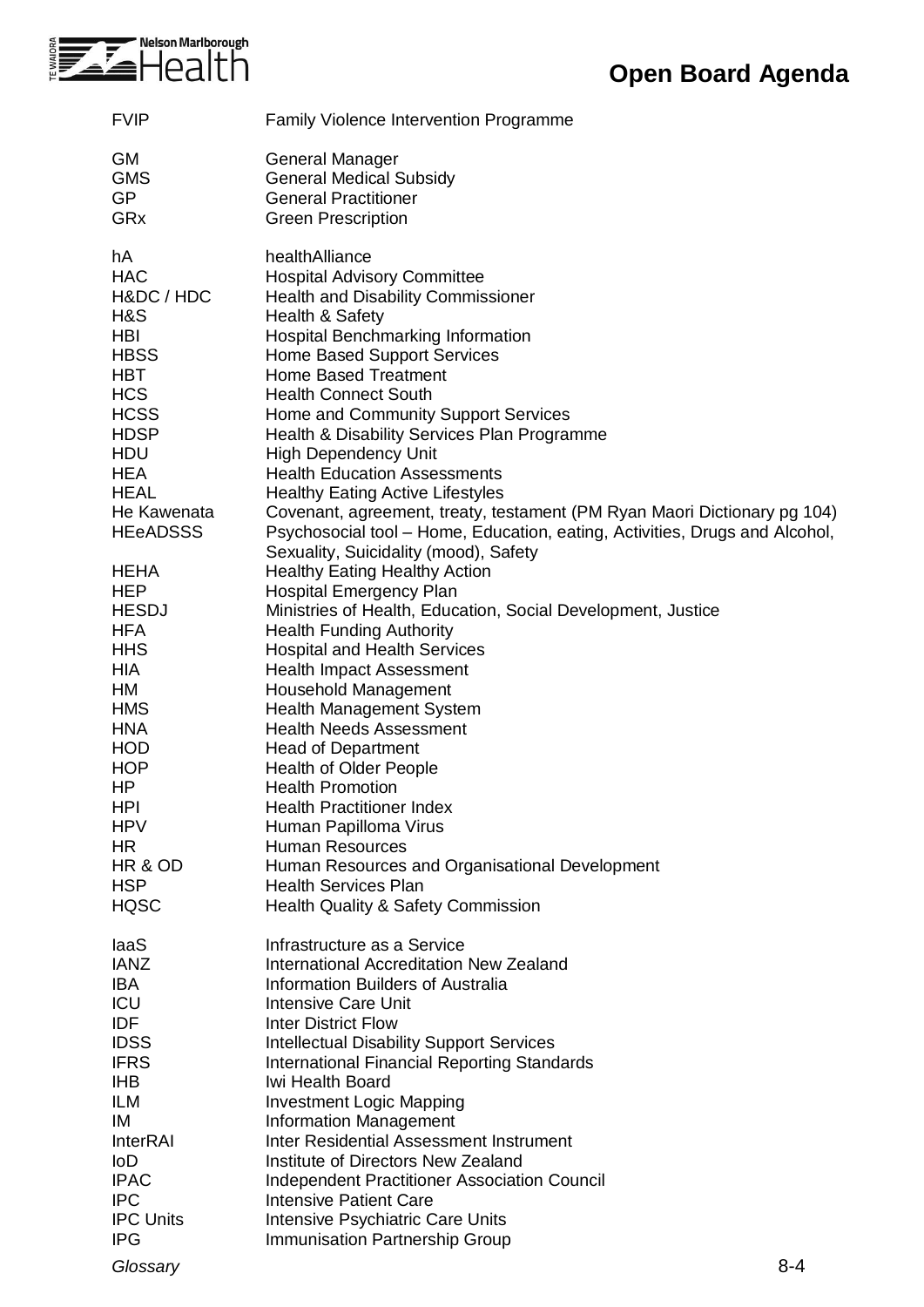| | |
|---|---|
| FVIP | Family Violence Intervention Programme |
| GM | General Manager |
| GMS | General Medical Subsidy |
| GP | General Practitioner |
| GRx | Green Prescription |
| hA | healthAlliance |
| HAC | Hospital Advisory Committee |
| H&DC / HDC | Health and Disability Commissioner |
| H&S | Health & Safety |
| HBI | Hospital Benchmarking Information |
| HBSS | Home Based Support Services |
| HBT | Home Based Treatment |
| HCS | Health Connect South |
| HCSS | Home and Community Support Services |
| HDSP | Health & Disability Services Plan Programme |
| HDU | High Dependency Unit |
| HEA | Health Education Assessments |
| HEAL | Healthy Eating Active Lifestyles |
| He Kawenata | Covenant, agreement, treaty, testament (PM Ryan Maori Dictionary pg 104) |
| HEeADSSS | Psychosocial tool – Home, Education, eating, Activities, Drugs and Alcohol, Sexuality, Suicidality (mood), Safety |
| HEHA | Healthy Eating Healthy Action |
| HEP | Hospital Emergency Plan |
| HESDJ | Ministries of Health, Education, Social Development, Justice |
| HFA | Health Funding Authority |
| HHS | Hospital and Health Services |
| HIA | Health Impact Assessment |
| HM | Household Management |
| HMS | Health Management System |
| HNA | Health Needs Assessment |
| HOD | Head of Department |
| HOP | Health of Older People |
| HP | Health Promotion |
| HPI | Health Practitioner Index |
| HPV | Human Papilloma Virus |
| HR | Human Resources |
| HR & OD | Human Resources and Organisational Development |
| HSP | Health Services Plan |
| HQSC | Health Quality & Safety Commission |
| IaaS | Infrastructure as a Service |
| IANZ | International Accreditation New Zealand |
| IBA | Information Builders of Australia |
| ICU | Intensive Care Unit |
| IDF | Inter District Flow |
| IDSS | Intellectual Disability Support Services |
| IFRS | International Financial Reporting Standards |
| IHB | Iwi Health Board |
| ILM | Investment Logic Mapping |
| IM | Information Management |
| InterRAI | Inter Residential Assessment Instrument |
| IoD | Institute of Directors New Zealand |
| IPAC | Independent Practitioner Association Council |
| IPC | Intensive Patient Care |
| IPC Units | Intensive Psychiatric Care Units |
| IPG | Immunisation Partnership Group |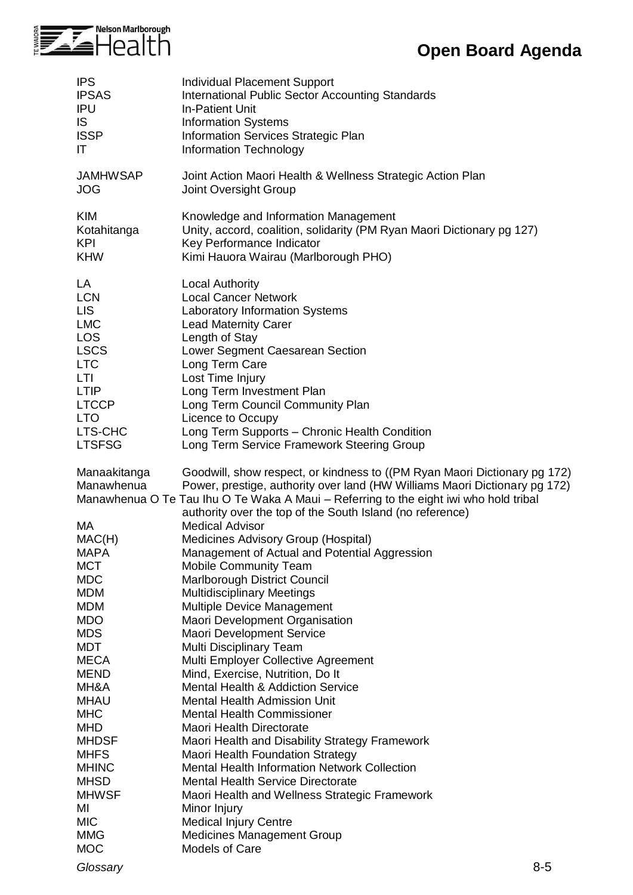| | |
|---|---|
| IPS | Individual Placement Support |
| IPSAS | International Public Sector Accounting Standards |
| IPU | In-Patient Unit |
| IS | Information Systems |
| ISSP | Information Services Strategic Plan |
| IT | Information Technology |
| | |
| JAMHWSAP | Joint Action Maori Health & Wellness Strategic Action Plan |
| JOG | Joint Oversight Group |
| | |
| KIM | Knowledge and Information Management |
| Kotahitanga | Unity, accord, coalition, solidarity (PM Ryan Maori Dictionary pg 127) |
| KPI | Key Performance Indicator |
| KHW | Kimi Hauora Wairau (Marlborough PHO) |
| | |
| LA | Local Authority |
| LCN | Local Cancer Network |
| LIS | Laboratory Information Systems |
| LMC | Lead Maternity Carer |
| LOS | Length of Stay |
| LSCS | Lower Segment Caesarean Section |
| LTC | Long Term Care |
| LTI | Lost Time Injury |
| LTIP | Long Term Investment Plan |
| LTCCP | Long Term Council Community Plan |
| LTO | Licence to Occupy |
| LTS-CHC | Long Term Supports – Chronic Health Condition |
| LTSFSG | Long Term Service Framework Steering Group |
| | |
| Manaakitanga | Goodwill, show respect, or kindness to ((PM Ryan Maori Dictionary pg 172) |
| Manawhenua | Power, prestige, authority over land (HW Williams Maori Dictionary pg 172) |
| Manawhenua O Te Tau Ihu O Te Waka A Maui | Referring to the eight iwi who hold tribal authority over the top of the South Island (no reference) |
| MA | Medical Advisor |
| MAC(H) | Medicines Advisory Group (Hospital) |
| MAPA | Management of Actual and Potential Aggression |
| MCT | Mobile Community Team |
| MDC | Marlborough District Council |
| MDM | Multidisciplinary Meetings |
| MDM | Multiple Device Management |
| MDO | Maori Development Organisation |
| MDS | Maori Development Service |
| MDT | Multi Disciplinary Team |
| MECA | Multi Employer Collective Agreement |
| MEND | Mind, Exercise, Nutrition, Do It |
| MH&A | Mental Health & Addiction Service |
| MHAU | Mental Health Admission Unit |
| MHC | Mental Health Commissioner |
| MHD | Maori Health Directorate |
| MHDSF | Maori Health and Disability Strategy Framework |
| MHFS | Maori Health Foundation Strategy |
| MHINC | Mental Health Information Network Collection |
| MHSD | Mental Health Service Directorate |
| MHWSF | Maori Health and Wellness Strategic Framework |
| MI | Minor Injury |
| MIC | Medical Injury Centre |
| MMG | Medicines Management Group |
| MOC | Models of Care |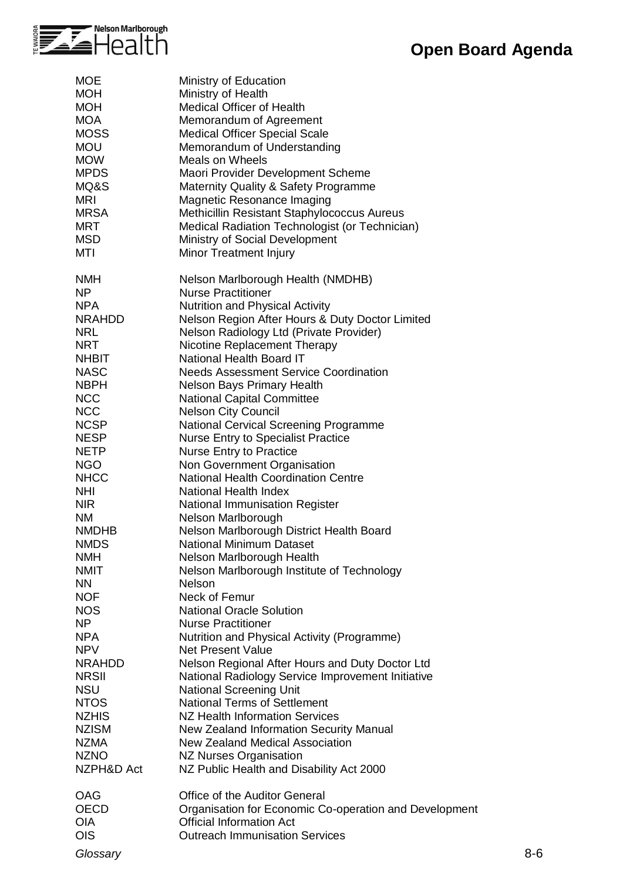| | |
|---|---|
| MOE | Ministry of Education |
| MOH | Ministry of Health |
| MOH | Medical Officer of Health |
| MOA | Memorandum of Agreement |
| MOSS | Medical Officer Special Scale |
| MOU | Memorandum of Understanding |
| MOW | Meals on Wheels |
| MPDS | Maori Provider Development Scheme |
| MQ&S | Maternity Quality & Safety Programme |
| MRI | Magnetic Resonance Imaging |
| MRSA | Methicillin Resistant Staphylococcus Aureus |
| MRT | Medical Radiation Technologist (or Technician) |
| MSD | Ministry of Social Development |
| MTI | Minor Treatment Injury |
| | |
| NMH | Nelson Marlborough Health (NMDHB) |
| NP | Nurse Practitioner |
| NPA | Nutrition and Physical Activity |
| NRAHDD | Nelson Region After Hours & Duty Doctor Limited |
| NRL | Nelson Radiology Ltd (Private Provider) |
| NRT | Nicotine Replacement Therapy |
| NHBIT | National Health Board IT |
| NASC | Needs Assessment Service Coordination |
| NBPH | Nelson Bays Primary Health |
| NCC | National Capital Committee |
| NCC | Nelson City Council |
| NCSP | National Cervical Screening Programme |
| NESP | Nurse Entry to Specialist Practice |
| NETP | Nurse Entry to Practice |
| NGO | Non Government Organisation |
| NHCC | National Health Coordination Centre |
| NHI | National Health Index |
| NIR | National Immunisation Register |
| NM | Nelson Marlborough |
| NMDHB | Nelson Marlborough District Health Board |
| NMDS | National Minimum Dataset |
| NMH | Nelson Marlborough Health |
| NMIT | Nelson Marlborough Institute of Technology |
| NN | Nelson |
| NOF | Neck of Femur |
| NOS | National Oracle Solution |
| NP | Nurse Practitioner |
| NPA | Nutrition and Physical Activity (Programme) |
| NPV | Net Present Value |
| NRAHDD | Nelson Regional After Hours and Duty Doctor Ltd |
| NRSII | National Radiology Service Improvement Initiative |
| NSU | National Screening Unit |
| NTOS | National Terms of Settlement |
| NZHIS | NZ Health Information Services |
| NZISM | New Zealand Information Security Manual |
| NZMA | New Zealand Medical Association |
| NZNO | NZ Nurses Organisation |
| NZPH&D Act | NZ Public Health and Disability Act 2000 |
| | |
| OAG | Office of the Auditor General |
| OECD | Organisation for Economic Co-operation and Development |
| OIA | Official Information Act |
| OIS | Outreach Immunisation Services |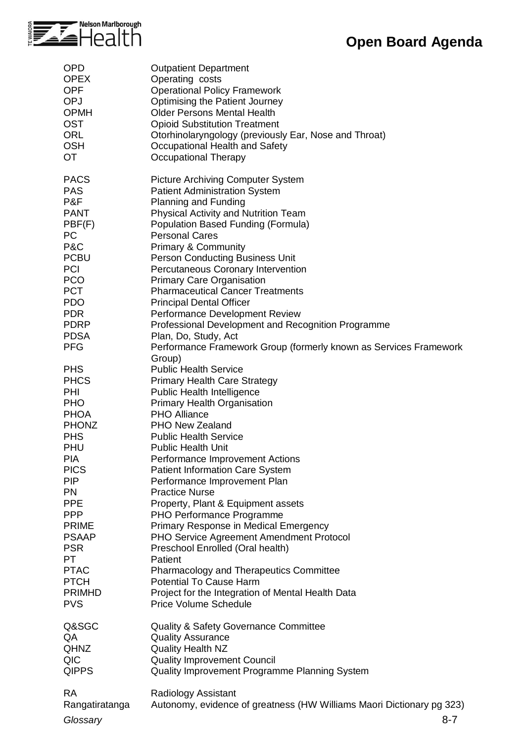| | |
|---|---|
| OPD | Outpatient Department |
| OPEX | Operating costs |
| OPF | Operational Policy Framework |
| OPJ | Optimising the Patient Journey |
| OPMH | Older Persons Mental Health |
| OST | Opioid Substitution Treatment |
| ORL | Otorhinolaryngology (previously Ear, Nose and Throat) |
| OSH | Occupational Health and Safety |
| OT | Occupational Therapy |
| | |
| PACS | Picture Archiving Computer System |
| PAS | Patient Administration System |
| P&F | Planning and Funding |
| PANT | Physical Activity and Nutrition Team |
| PBF(F) | Population Based Funding (Formula) |
| PC | Personal Cares |
| P&C | Primary & Community |
| PCBU | Person Conducting Business Unit |
| PCI | Percutaneous Coronary Intervention |
| PCO | Primary Care Organisation |
| PCT | Pharmaceutical Cancer Treatments |
| PDO | Principal Dental Officer |
| PDR | Performance Development Review |
| PDRP | Professional Development and Recognition Programme |
| PDSA | Plan, Do, Study, Act |
| PFG | Performance Framework Group (formerly known as Services Framework Group) |
| PHS | Public Health Service |
| PHCS | Primary Health Care Strategy |
| PHI | Public Health Intelligence |
| PHO | Primary Health Organisation |
| PHOA | PHO Alliance |
| PHONZ | PHO New Zealand |
| PHS | Public Health Service |
| PHU | Public Health Unit |
| PIA | Performance Improvement Actions |
| PICS | Patient Information Care System |
| PIP | Performance Improvement Plan |
| PN | Practice Nurse |
| PPE | Property, Plant & Equipment assets |
| PPP | PHO Performance Programme |
| PRIME | Primary Response in Medical Emergency |
| PSAAP | PHO Service Agreement Amendment Protocol |
| PSR | Preschool Enrolled (Oral health) |
| PT | Patient |
| PTAC | Pharmacology and Therapeutics Committee |
| PTCH | Potential To Cause Harm |
| PRIMHD | Project for the Integration of Mental Health Data |
| PVS | Price Volume Schedule |
| | |
| Q&SGC | Quality & Safety Governance Committee |
| QA | Quality Assurance |
| QHNZ | Quality Health NZ |
| QIC | Quality Improvement Council |
| QIPPS | Quality Improvement Programme Planning System |
| | |
| RA | Radiology Assistant |
| Rangatiratanga | Autonomy, evidence of greatness (HW Williams Maori Dictionary pg 323) |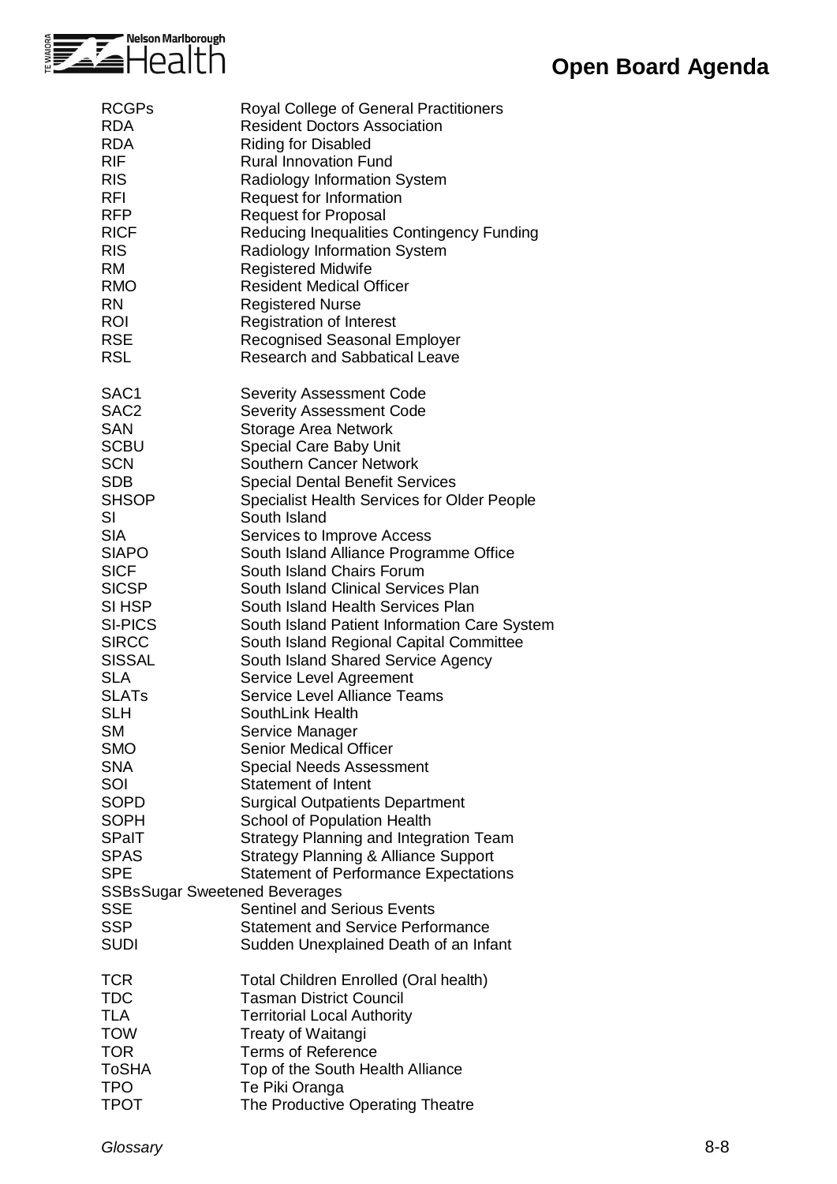| | |
|---|---|
| RCGPs | Royal College of General Practitioners |
| RDA | Resident Doctors Association |
| RDA | Riding for Disabled |
| RIF | Rural Innovation Fund |
| RIS | Radiology Information System |
| RFI | Request for Information |
| RFP | Request for Proposal |
| RICF | Reducing Inequalities Contingency Funding |
| RIS | Radiology Information System |
| RM | Registered Midwife |
| RMO | Resident Medical Officer |
| RN | Registered Nurse |
| ROI | Registration of Interest |
| RSE | Recognised Seasonal Employer |
| RSL | Research and Sabbatical Leave |
| | |
| SAC1 | Severity Assessment Code |
| SAC2 | Severity Assessment Code |
| SAN | Storage Area Network |
| SCBU | Special Care Baby Unit |
| SCN | Southern Cancer Network |
| SDB | Special Dental Benefit Services |
| SHSOP | Specialist Health Services for Older People |
| SI | South Island |
| SIA | Services to Improve Access |
| SIAPO | South Island Alliance Programme Office |
| SICF | South Island Chairs Forum |
| SICSP | South Island Clinical Services Plan |
| SI HSP | South Island Health Services Plan |
| SI-PICS | South Island Patient Information Care System |
| SIRCC | South Island Regional Capital Committee |
| SISSAL | South Island Shared Service Agency |
| SLA | Service Level Agreement |
| SLATs | Service Level Alliance Teams |
| SLH | SouthLink Health |
| SM | Service Manager |
| SMO | Senior Medical Officer |
| SNA | Special Needs Assessment |
| SOI | Statement of Intent |
| SOPD | Surgical Outpatients Department |
| SOPH | School of Population Health |
| SPaIT | Strategy Planning and Integration Team |
| SPAS | Strategy Planning & Alliance Support |
| SPE | Statement of Performance Expectations |
| SSBs | Sugar Sweetened Beverages |
| SSE | Sentinel and Serious Events |
| SSP | Statement and Service Performance |
| SUDI | Sudden Unexplained Death of an Infant |
| | |
| TCR | Total Children Enrolled (Oral health) |
| TDC | Tasman District Council |
| TLA | Territorial Local Authority |
| TOW | Treaty of Waitangi |
| TOR | Terms of Reference |
| ToSHA | Top of the South Health Alliance |
| TPO | Te Piki Oranga |
| TPOT | The Productive Operating Theatre |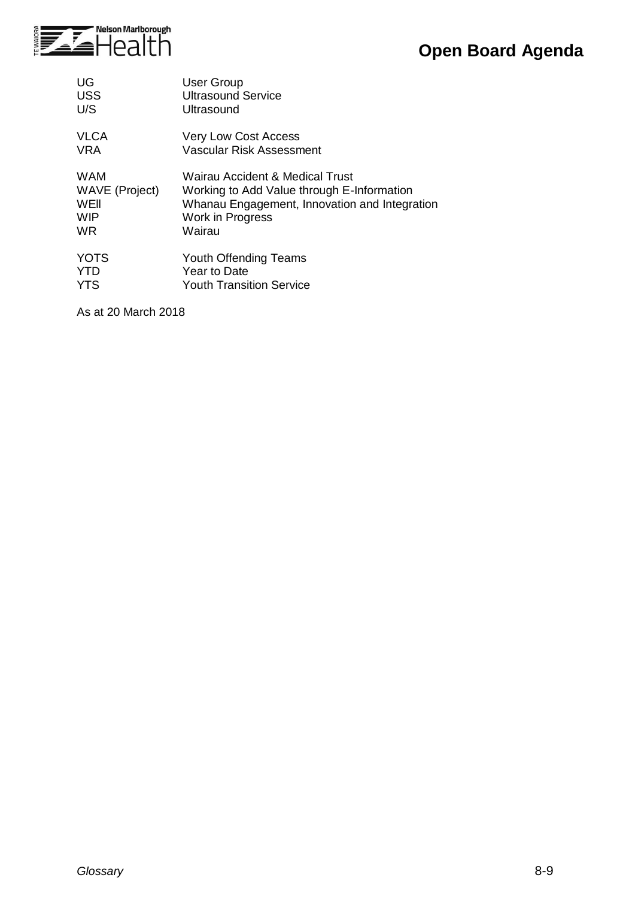| | |
|---|---|
| UG | User Group |
| USS | Ultrasound Service |
| U/S | Ultrasound |
| VLCA | Very Low Cost Access |
| VRA | Vascular Risk Assessment |
| WAM | Wairau Accident & Medical Trust |
| WAVE (Project) | Working to Add Value through E-Information |
| WEll | Whanau Engagement, Innovation and Integration |
| WIP | Work in Progress |
| WR | Wairau |
| YOTS | Youth Offending Teams |
| YTD | Year to Date |
| YTS | Youth Transition Service |

As at 20 March 2018